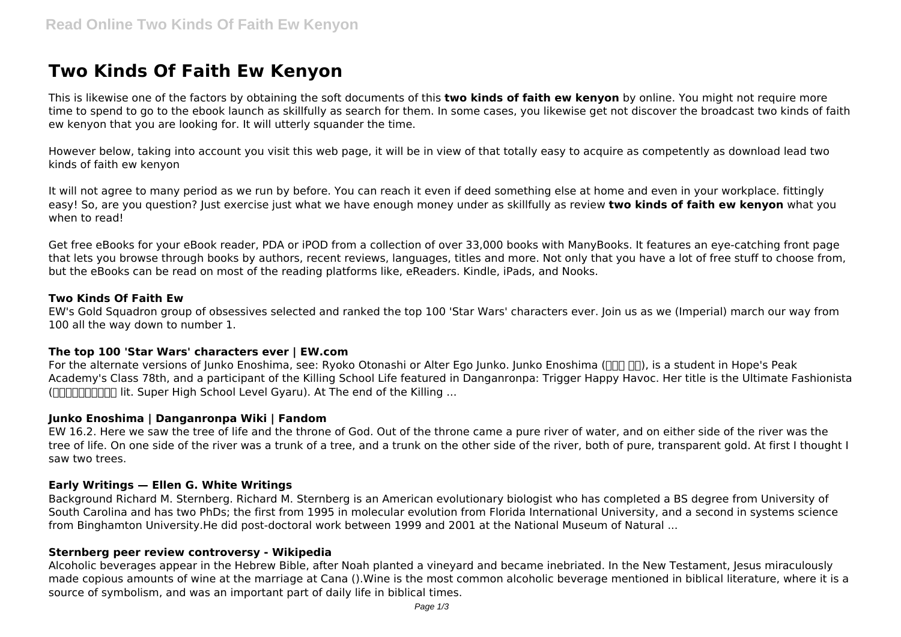# Two Kinds Of Faith Ew Kenyon

This is likewise one of the factors by obtaining the soft documents of this **two kinds of faith ew kenyon** by online. You might not require more time to spend to go to the ebook launch as skillfully as search for them. In some cases, you likewise get not discover the broadcast two kinds of faith ew kenyon that you are looking for. It will utterly squander the time.

However below, taking into account you visit this web page, it will be in view of that totally easy to acquire as competently as download lead two kinds of faith ew kenyon

It will not agree to many period as we run by before. You can reach it even if deed something else at home and even in your workplace. fittingly easy! So, are you question? Just exercise just what we have enough money under as skillfully as review **two kinds of faith ew kenyon** what you when to read!

Get free eBooks for your eBook reader, PDA or iPOD from a collection of over 33,000 books with ManyBooks. It features an eye-catching front page that lets you browse through books by authors, recent reviews, languages, titles and more. Not only that you have a lot of free stuff to choose from, but the eBooks can be read on most of the reading platforms like, eReaders. Kindle, iPads, and Nooks.

### Two Kinds Of Faith Ew

EW's Gold Squadron group of obsessives selected and ranked the top 100 'Star Wars' characters ever. Join us as we (Imperial) march our way from 100 all the way down to number 1.

### The top 100 'Star Wars' characters ever | EW.com

For the alternate versions of Junko Enoshima, see: Ryoko Otonashi or Alter Ego Junko. Junko Enoshima (江ノ島 盾子), is a student in Hope's Peak Academy's Class 78th, and a participant of the Killing School Life featured in Danganronpa: Trigger Happy Havoc. Her title is the Ultimate Fashionista (超高校級の「ギャル」 lit. Super High School Level Gyaru). At The end of the Killing ...

### Junko Enoshima | Danganronpa Wiki | Fandom

EW 16.2. Here we saw the tree of life and the throne of God. Out of the throne came a pure river of water, and on either side of the river was the tree of life. On one side of the river was a trunk of a tree, and a trunk on the other side of the river, both of pure, transparent gold. At first I thought I saw two trees.

### Early Writings — Ellen G. White Writings

Background Richard M. Sternberg. Richard M. Sternberg is an American evolutionary biologist who has completed a BS degree from University of South Carolina and has two PhDs; the first from 1995 in molecular evolution from Florida International University, and a second in systems science from Binghamton University.He did post-doctoral work between 1999 and 2001 at the National Museum of Natural ...

### Sternberg peer review controversy - Wikipedia

Alcoholic beverages appear in the Hebrew Bible, after Noah planted a vineyard and became inebriated. In the New Testament, Jesus miraculously made copious amounts of wine at the marriage at Cana ().Wine is the most common alcoholic beverage mentioned in biblical literature, where it is a source of symbolism, and was an important part of daily life in biblical times.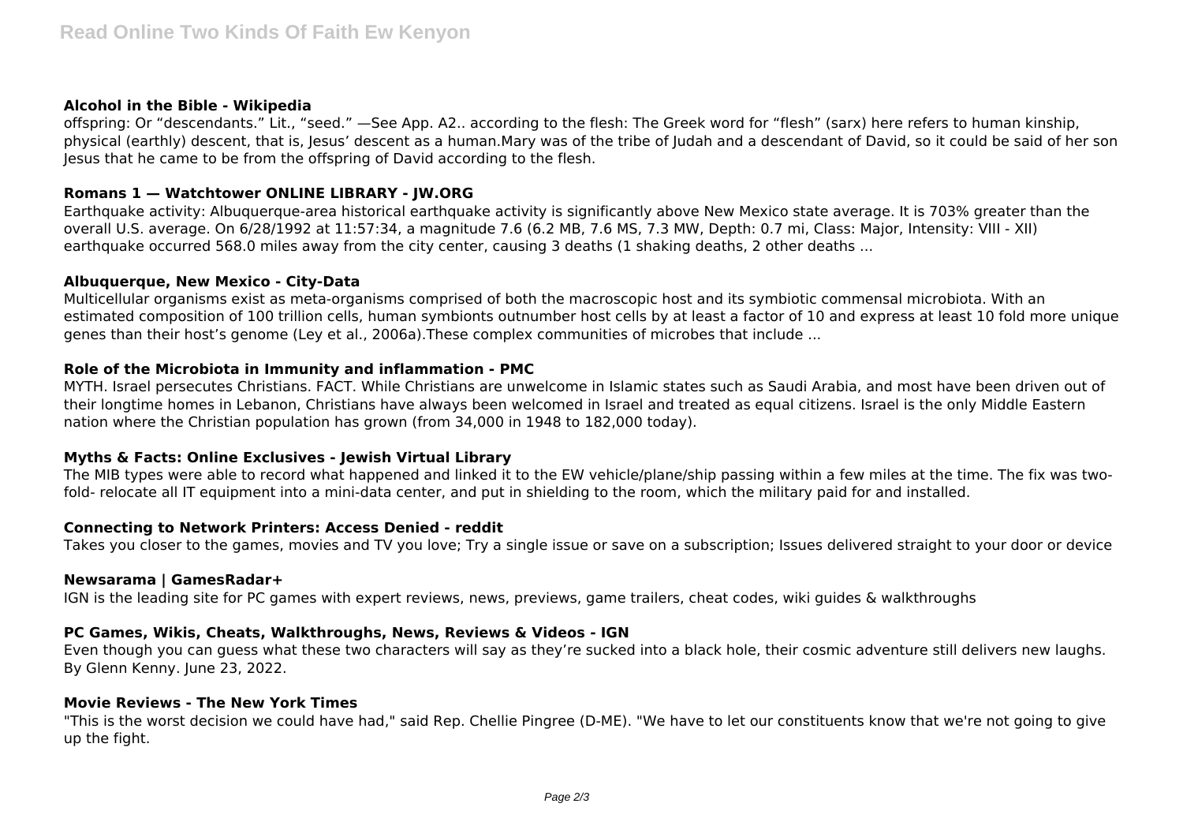### Alcohol in the Bible - Wikipedia

offspring: Or "descendants." Lit., "seed." —See App. A2.. according to the flesh: The Greek word for "flesh" (sarx) here refers to human kinship, physical (earthly) descent, that is, Jesus' descent as a human.Mary was of the tribe of Judah and a descendant of David, so it could be said of her son Jesus that he came to be from the offspring of David according to the flesh.

### Romans 1 — Watchtower ONLINE LIBRARY - JW.ORG

Earthquake activity: Albuquerque-area historical earthquake activity is significantly above New Mexico state average. It is 703% greater than the overall U.S. average. On 6/28/1992 at 11:57:34, a magnitude 7.6 (6.2 MB, 7.6 MS, 7.3 MW, Depth: 0.7 mi, Class: Major, Intensity: VIII - XII) earthquake occurred 568.0 miles away from the city center, causing 3 deaths (1 shaking deaths, 2 other deaths ...

### Albuquerque, New Mexico - City-Data

Multicellular organisms exist as meta-organisms comprised of both the macroscopic host and its symbiotic commensal microbiota. With an estimated composition of 100 trillion cells, human symbionts outnumber host cells by at least a factor of 10 and express at least 10 fold more unique genes than their host's genome (Ley et al., 2006a).These complex communities of microbes that include ...

### Role of the Microbiota in Immunity and inflammation - PMC

MYTH. Israel persecutes Christians. FACT. While Christians are unwelcome in Islamic states such as Saudi Arabia, and most have been driven out of their longtime homes in Lebanon, Christians have always been welcomed in Israel and treated as equal citizens. Israel is the only Middle Eastern nation where the Christian population has grown (from 34,000 in 1948 to 182,000 today).

### Myths & Facts: Online Exclusives - Jewish Virtual Library

The MIB types were able to record what happened and linked it to the EW vehicle/plane/ship passing within a few miles at the time. The fix was two-fold- relocate all IT equipment into a mini-data center, and put in shielding to the room, which the military paid for and installed.

### Connecting to Network Printers: Access Denied - reddit

Takes you closer to the games, movies and TV you love; Try a single issue or save on a subscription; Issues delivered straight to your door or device

### Newsarama | GamesRadar+

IGN is the leading site for PC games with expert reviews, news, previews, game trailers, cheat codes, wiki guides & walkthroughs

### PC Games, Wikis, Cheats, Walkthroughs, News, Reviews & Videos - IGN

Even though you can guess what these two characters will say as they're sucked into a black hole, their cosmic adventure still delivers new laughs. By Glenn Kenny. June 23, 2022.

### Movie Reviews - The New York Times

"This is the worst decision we could have had," said Rep. Chellie Pingree (D-ME). "We have to let our constituents know that we're not going to give up the fight.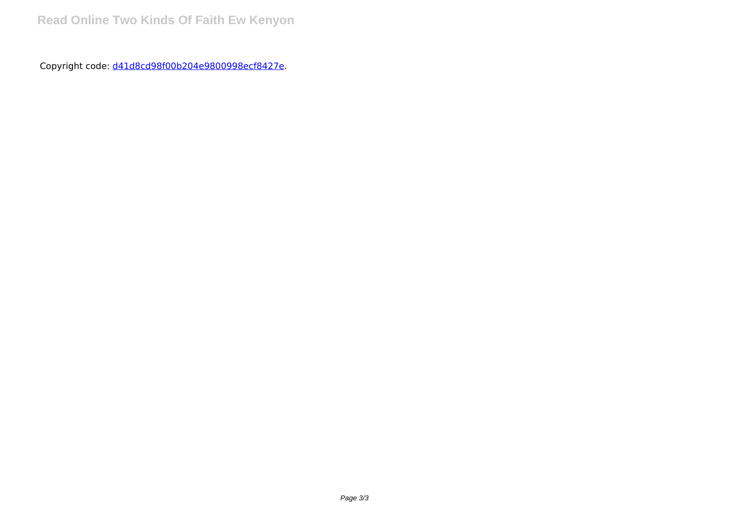Copyright code: d41d8cd98f00b204e9800998ecf8427e.